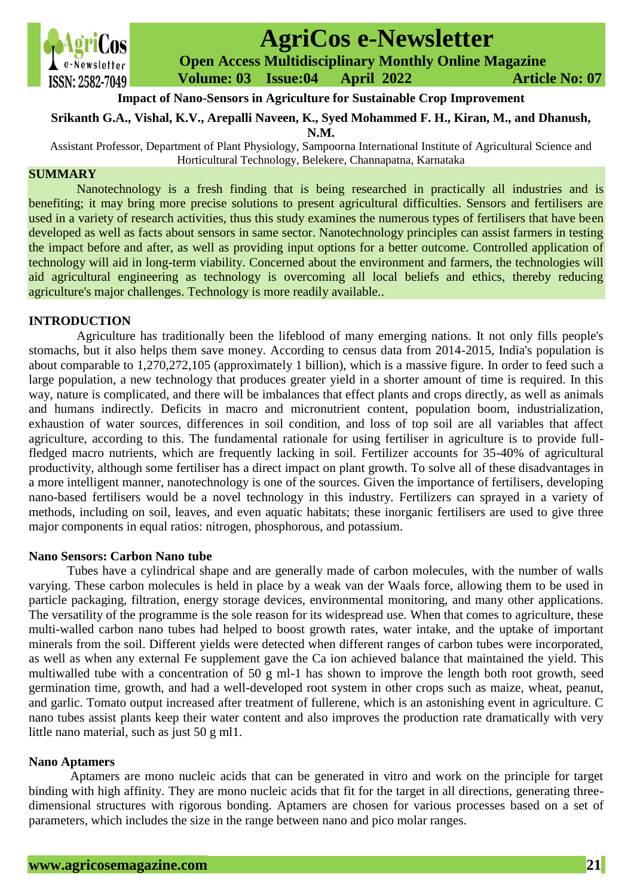# Impact of Nano-Sensors in Agriculture for Sustainable Crop Improvement

**Srikanth G.A., Vishal, K.V., Arepalli Naveen, K., Syed Mohammed F. H., Kiran, M., and Dhanush, N.M.**

Assistant Professor, Department of Plant Physiology, Sampoorna International Institute of Agricultural Science and Horticultural Technology, Belekere, Channapatna, Karnataka

## SUMMARY

Nanotechnology is a fresh finding that is being researched in practically all industries and is benefiting; it may bring more precise solutions to present agricultural difficulties. Sensors and fertilisers are used in a variety of research activities, thus this study examines the numerous types of fertilisers that have been developed as well as facts about sensors in same sector. Nanotechnology principles can assist farmers in testing the impact before and after, as well as providing input options for a better outcome. Controlled application of technology will aid in long-term viability. Concerned about the environment and farmers, the technologies will aid agricultural engineering as technology is overcoming all local beliefs and ethics, thereby reducing agriculture's major challenges. Technology is more readily available..

## INTRODUCTION

Agriculture has traditionally been the lifeblood of many emerging nations. It not only fills people's stomachs, but it also helps them save money. According to census data from 2014-2015, India's population is about comparable to 1,270,272,105 (approximately 1 billion), which is a massive figure. In order to feed such a large population, a new technology that produces greater yield in a shorter amount of time is required. In this way, nature is complicated, and there will be imbalances that effect plants and crops directly, as well as animals and humans indirectly. Deficits in macro and micronutrient content, population boom, industrialization, exhaustion of water sources, differences in soil condition, and loss of top soil are all variables that affect agriculture, according to this. The fundamental rationale for using fertiliser in agriculture is to provide full-fledged macro nutrients, which are frequently lacking in soil. Fertilizer accounts for 35-40% of agricultural productivity, although some fertiliser has a direct impact on plant growth. To solve all of these disadvantages in a more intelligent manner, nanotechnology is one of the sources. Given the importance of fertilisers, developing nano-based fertilisers would be a novel technology in this industry. Fertilizers can sprayed in a variety of methods, including on soil, leaves, and even aquatic habitats; these inorganic fertilisers are used to give three major components in equal ratios: nitrogen, phosphorous, and potassium.

### Nano Sensors: Carbon Nano tube

Tubes have a cylindrical shape and are generally made of carbon molecules, with the number of walls varying. These carbon molecules is held in place by a weak van der Waals force, allowing them to be used in particle packaging, filtration, energy storage devices, environmental monitoring, and many other applications. The versatility of the programme is the sole reason for its widespread use. When that comes to agriculture, these multi-walled carbon nano tubes had helped to boost growth rates, water intake, and the uptake of important minerals from the soil. Different yields were detected when different ranges of carbon tubes were incorporated, as well as when any external Fe supplement gave the Ca ion achieved balance that maintained the yield. This multiwalled tube with a concentration of 50 g ml-1 has shown to improve the length both root growth, seed germination time, growth, and had a well-developed root system in other crops such as maize, wheat, peanut, and garlic. Tomato output increased after treatment of fullerene, which is an astonishing event in agriculture. C nano tubes assist plants keep their water content and also improves the production rate dramatically with very little nano material, such as just 50 g ml1.

### Nano Aptamers

Aptamers are mono nucleic acids that can be generated in vitro and work on the principle for target binding with high affinity. They are mono nucleic acids that fit for the target in all directions, generating three-dimensional structures with rigorous bonding. Aptamers are chosen for various processes based on a set of parameters, which includes the size in the range between nano and pico molar ranges.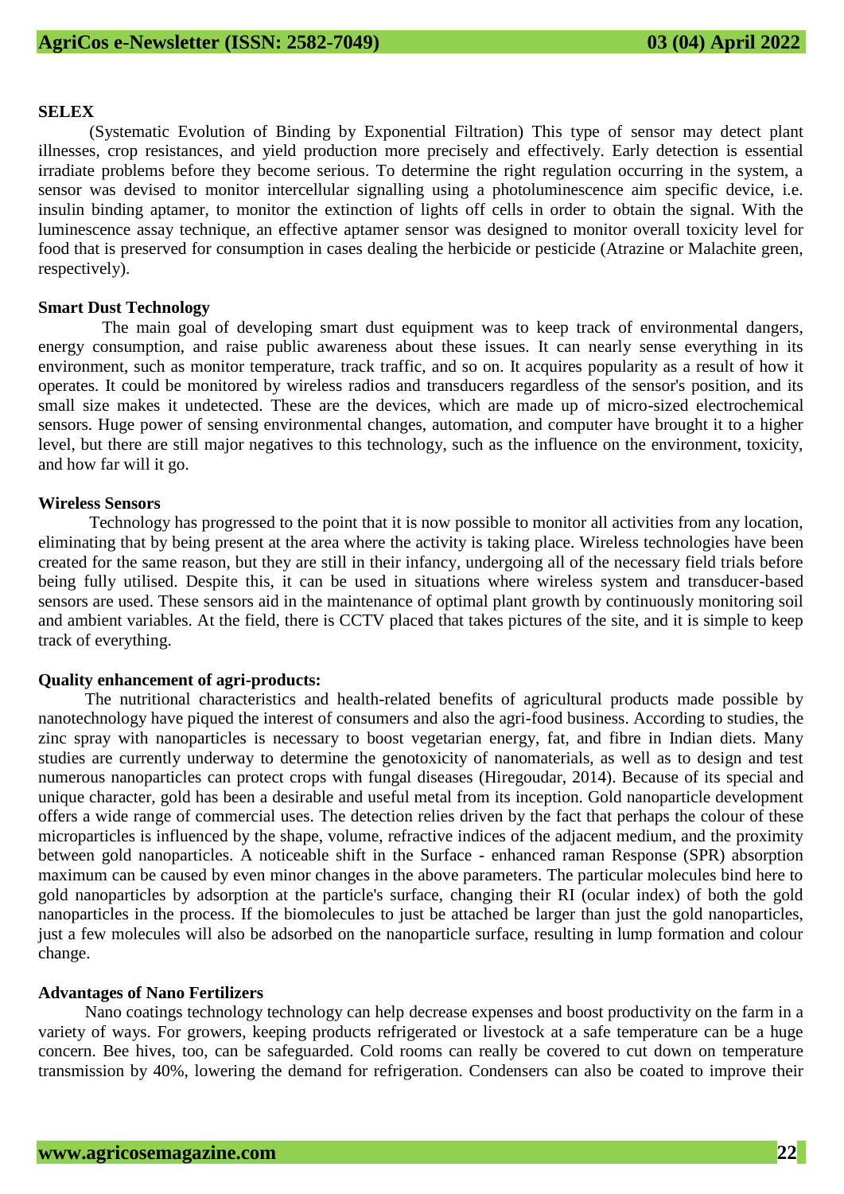**SELEX**

(Systematic Evolution of Binding by Exponential Filtration) This type of sensor may detect plant illnesses, crop resistances, and yield production more precisely and effectively. Early detection is essential irradiate problems before they become serious. To determine the right regulation occurring in the system, a sensor was devised to monitor intercellular signalling using a photoluminescence aim specific device, i.e. insulin binding aptamer, to monitor the extinction of lights off cells in order to obtain the signal. With the luminescence assay technique, an effective aptamer sensor was designed to monitor overall toxicity level for food that is preserved for consumption in cases dealing the herbicide or pesticide (Atrazine or Malachite green, respectively).

**Smart Dust Technology**

The main goal of developing smart dust equipment was to keep track of environmental dangers, energy consumption, and raise public awareness about these issues. It can nearly sense everything in its environment, such as monitor temperature, track traffic, and so on. It acquires popularity as a result of how it operates. It could be monitored by wireless radios and transducers regardless of the sensor's position, and its small size makes it undetected. These are the devices, which are made up of micro-sized electrochemical sensors. Huge power of sensing environmental changes, automation, and computer have brought it to a higher level, but there are still major negatives to this technology, such as the influence on the environment, toxicity, and how far will it go.

**Wireless Sensors**

Technology has progressed to the point that it is now possible to monitor all activities from any location, eliminating that by being present at the area where the activity is taking place. Wireless technologies have been created for the same reason, but they are still in their infancy, undergoing all of the necessary field trials before being fully utilised. Despite this, it can be used in situations where wireless system and transducer-based sensors are used. These sensors aid in the maintenance of optimal plant growth by continuously monitoring soil and ambient variables. At the field, there is CCTV placed that takes pictures of the site, and it is simple to keep track of everything.

**Quality enhancement of agri-products:**

The nutritional characteristics and health-related benefits of agricultural products made possible by nanotechnology have piqued the interest of consumers and also the agri-food business. According to studies, the zinc spray with nanoparticles is necessary to boost vegetarian energy, fat, and fibre in Indian diets. Many studies are currently underway to determine the genotoxicity of nanomaterials, as well as to design and test numerous nanoparticles can protect crops with fungal diseases (Hiregoudar, 2014). Because of its special and unique character, gold has been a desirable and useful metal from its inception. Gold nanoparticle development offers a wide range of commercial uses. The detection relies driven by the fact that perhaps the colour of these microparticles is influenced by the shape, volume, refractive indices of the adjacent medium, and the proximity between gold nanoparticles. A noticeable shift in the Surface - enhanced raman Response (SPR) absorption maximum can be caused by even minor changes in the above parameters. The particular molecules bind here to gold nanoparticles by adsorption at the particle's surface, changing their RI (ocular index) of both the gold nanoparticles in the process. If the biomolecules to just be attached be larger than just the gold nanoparticles, just a few molecules will also be adsorbed on the nanoparticle surface, resulting in lump formation and colour change.

**Advantages of Nano Fertilizers**

Nano coatings technology technology can help decrease expenses and boost productivity on the farm in a variety of ways. For growers, keeping products refrigerated or livestock at a safe temperature can be a huge concern. Bee hives, too, can be safeguarded. Cold rooms can really be covered to cut down on temperature transmission by 40%, lowering the demand for refrigeration. Condensers can also be coated to improve their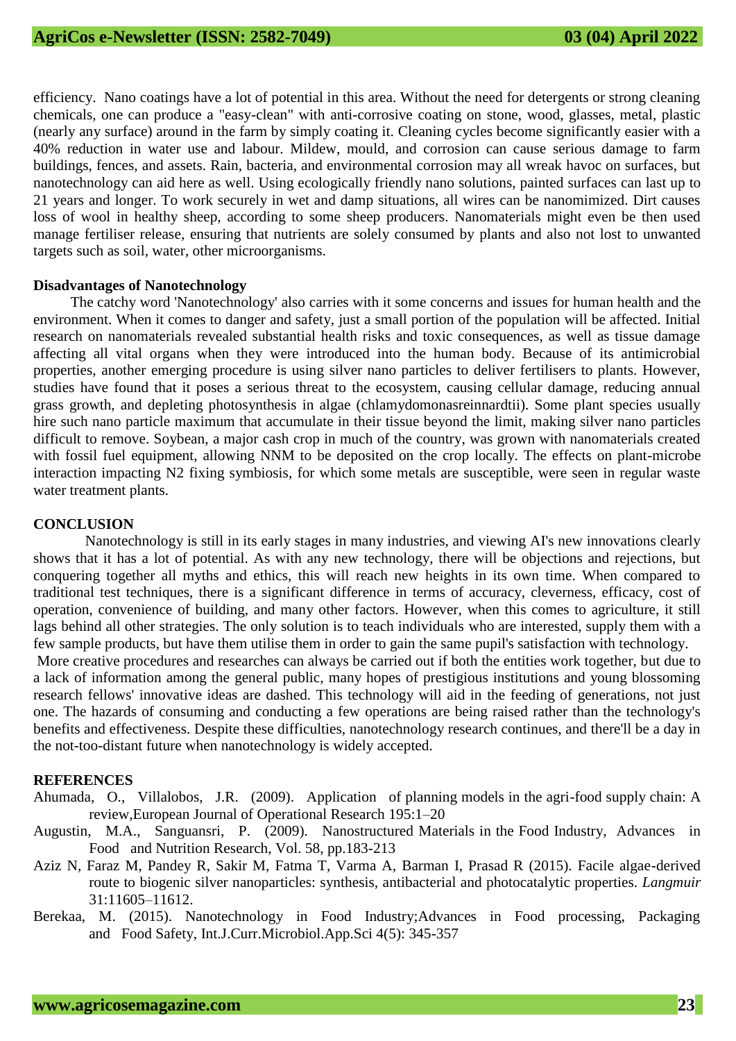efficiency. Nano coatings have a lot of potential in this area. Without the need for detergents or strong cleaning chemicals, one can produce a "easy-clean" with anti-corrosive coating on stone, wood, glasses, metal, plastic (nearly any surface) around in the farm by simply coating it. Cleaning cycles become significantly easier with a 40% reduction in water use and labour. Mildew, mould, and corrosion can cause serious damage to farm buildings, fences, and assets. Rain, bacteria, and environmental corrosion may all wreak havoc on surfaces, but nanotechnology can aid here as well. Using ecologically friendly nano solutions, painted surfaces can last up to 21 years and longer. To work securely in wet and damp situations, all wires can be nanomimized. Dirt causes loss of wool in healthy sheep, according to some sheep producers. Nanomaterials might even be then used manage fertiliser release, ensuring that nutrients are solely consumed by plants and also not lost to unwanted targets such as soil, water, other microorganisms.

## Disadvantages of Nanotechnology

The catchy word 'Nanotechnology' also carries with it some concerns and issues for human health and the environment. When it comes to danger and safety, just a small portion of the population will be affected. Initial research on nanomaterials revealed substantial health risks and toxic consequences, as well as tissue damage affecting all vital organs when they were introduced into the human body. Because of its antimicrobial properties, another emerging procedure is using silver nano particles to deliver fertilisers to plants. However, studies have found that it poses a serious threat to the ecosystem, causing cellular damage, reducing annual grass growth, and depleting photosynthesis in algae (chlamydomonasreinnardtii). Some plant species usually hire such nano particle maximum that accumulate in their tissue beyond the limit, making silver nano particles difficult to remove. Soybean, a major cash crop in much of the country, was grown with nanomaterials created with fossil fuel equipment, allowing NNM to be deposited on the crop locally. The effects on plant-microbe interaction impacting N2 fixing symbiosis, for which some metals are susceptible, were seen in regular waste water treatment plants.

## CONCLUSION

Nanotechnology is still in its early stages in many industries, and viewing AI's new innovations clearly shows that it has a lot of potential. As with any new technology, there will be objections and rejections, but conquering together all myths and ethics, this will reach new heights in its own time. When compared to traditional test techniques, there is a significant difference in terms of accuracy, cleverness, efficacy, cost of operation, convenience of building, and many other factors. However, when this comes to agriculture, it still lags behind all other strategies. The only solution is to teach individuals who are interested, supply them with a few sample products, but have them utilise them in order to gain the same pupil's satisfaction with technology.

More creative procedures and researches can always be carried out if both the entities work together, but due to a lack of information among the general public, many hopes of prestigious institutions and young blossoming research fellows' innovative ideas are dashed. This technology will aid in the feeding of generations, not just one. The hazards of consuming and conducting a few operations are being raised rather than the technology's benefits and effectiveness. Despite these difficulties, nanotechnology research continues, and there'll be a day in the not-too-distant future when nanotechnology is widely accepted.

## REFERENCES

Ahumada, O., Villalobos, J.R. (2009). Application of planning models in the agri-food supply chain: A review,European Journal of Operational Research 195:1–20

Augustin, M.A., Sanguansri, P. (2009). Nanostructured Materials in the Food Industry, Advances in Food and Nutrition Research, Vol. 58, pp.183-213

Aziz N, Faraz M, Pandey R, Sakir M, Fatma T, Varma A, Barman I, Prasad R (2015). Facile algae-derived route to biogenic silver nanoparticles: synthesis, antibacterial and photocatalytic properties. *Langmuir* 31:11605–11612.

Berekaa, M. (2015). Nanotechnology in Food Industry;Advances in Food processing, Packaging and Food Safety, Int.J.Curr.Microbiol.App.Sci 4(5): 345-357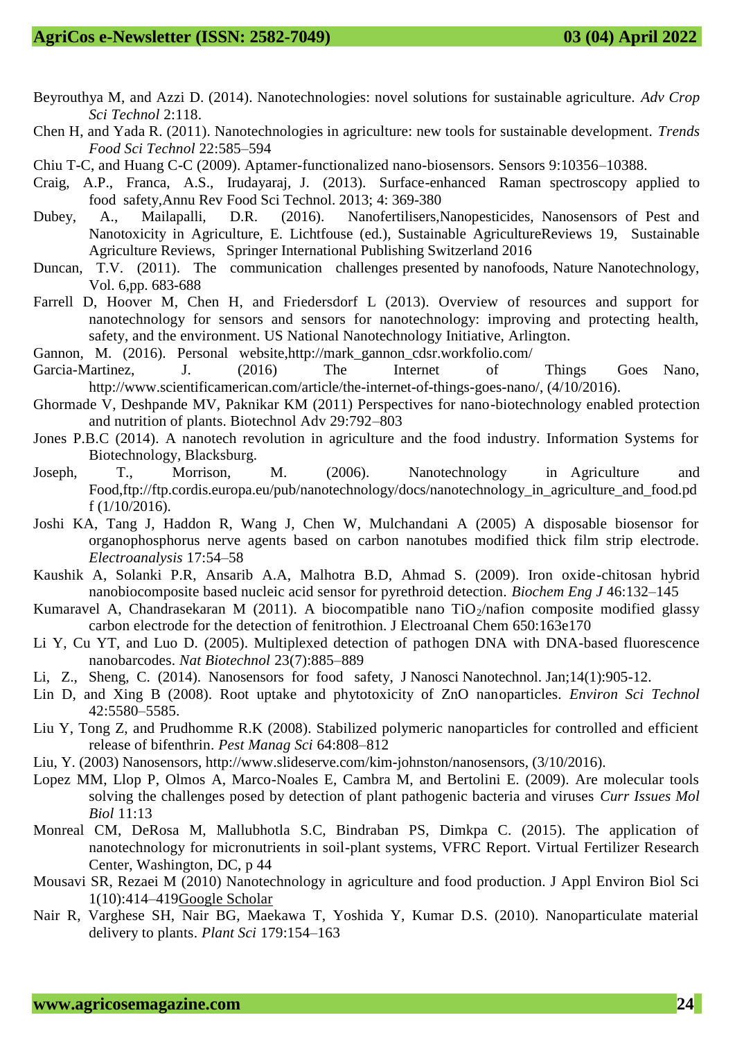Beyrouthya M, and Azzi D. (2014). Nanotechnologies: novel solutions for sustainable agriculture. *Adv Crop Sci Technol* 2:118.

Chen H, and Yada R. (2011). Nanotechnologies in agriculture: new tools for sustainable development. *Trends Food Sci Technol* 22:585–594

Chiu T-C, and Huang C-C (2009). Aptamer-functionalized nano-biosensors. Sensors 9:10356–10388.

Craig, A.P., Franca, A.S., Irudayaraj, J. (2013). Surface-enhanced Raman spectroscopy applied to food safety,Annu Rev Food Sci Technol. 2013; 4: 369-380

Dubey, A., Mailapalli, D.R. (2016). Nanofertilisers,Nanopesticides, Nanosensors of Pest and Nanotoxicity in Agriculture, E. Lichtfouse (ed.), Sustainable AgricultureReviews 19, Sustainable Agriculture Reviews, Springer International Publishing Switzerland 2016

Duncan, T.V. (2011). The communication challenges presented by nanofoods, Nature Nanotechnology, Vol. 6,pp. 683-688

Farrell D, Hoover M, Chen H, and Friedersdorf L (2013). Overview of resources and support for nanotechnology for sensors and sensors for nanotechnology: improving and protecting health, safety, and the environment. US National Nanotechnology Initiative, Arlington.

Gannon, M. (2016). Personal website,http://mark_gannon_cdsr.workfolio.com/

Garcia-Martinez, J. (2016) The Internet of Things Goes Nano, http://www.scientificamerican.com/article/the-internet-of-things-goes-nano/, (4/10/2016).

Ghormade V, Deshpande MV, Paknikar KM (2011) Perspectives for nano-biotechnology enabled protection and nutrition of plants. Biotechnol Adv 29:792–803

Jones P.B.C (2014). A nanotech revolution in agriculture and the food industry. Information Systems for Biotechnology, Blacksburg.

Joseph, T., Morrison, M. (2006). Nanotechnology in Agriculture and Food,ftp://ftp.cordis.europa.eu/pub/nanotechnology/docs/nanotechnology_in_agriculture_and_food.pdf (1/10/2016).

Joshi KA, Tang J, Haddon R, Wang J, Chen W, Mulchandani A (2005) A disposable biosensor for organophosphorus nerve agents based on carbon nanotubes modified thick film strip electrode. *Electroanalysis* 17:54–58

Kaushik A, Solanki P.R, Ansarib A.A, Malhotra B.D, Ahmad S. (2009). Iron oxide-chitosan hybrid nanobiocomposite based nucleic acid sensor for pyrethroid detection. *Biochem Eng J* 46:132–145

Kumaravel A, Chandrasekaran M (2011). A biocompatible nano $TiO_2$/nafion composite modified glassy carbon electrode for the detection of fenitrothion. J Electroanal Chem 650:163e170

Li Y, Cu YT, and Luo D. (2005). Multiplexed detection of pathogen DNA with DNA-based fluorescence nanobarcodes. *Nat Biotechnol* 23(7):885–889

Li, Z., Sheng, C. (2014). Nanosensors for food safety, J Nanosci Nanotechnol. Jan;14(1):905-12.

Lin D, and Xing B (2008). Root uptake and phytotoxicity of ZnO nanoparticles. *Environ Sci Technol* 42:5580–5585.

Liu Y, Tong Z, and Prudhomme R.K (2008). Stabilized polymeric nanoparticles for controlled and efficient release of bifenthrin. *Pest Manag Sci* 64:808–812

Liu, Y. (2003) Nanosensors, http://www.slideserve.com/kim-johnston/nanosensors, (3/10/2016).

Lopez MM, Llop P, Olmos A, Marco-Noales E, Cambra M, and Bertolini E. (2009). Are molecular tools solving the challenges posed by detection of plant pathogenic bacteria and viruses *Curr Issues Mol Biol* 11:13

Monreal CM, DeRosa M, Mallubhotla S.C, Bindraban PS, Dimkpa C. (2015). The application of nanotechnology for micronutrients in soil-plant systems, VFRC Report. Virtual Fertilizer Research Center, Washington, DC, p 44

Mousavi SR, Rezaei M (2010) Nanotechnology in agriculture and food production. J Appl Environ Biol Sci 1(10):414–419Google Scholar

Nair R, Varghese SH, Nair BG, Maekawa T, Yoshida Y, Kumar D.S. (2010). Nanoparticulate material delivery to plants. *Plant Sci* 179:154–163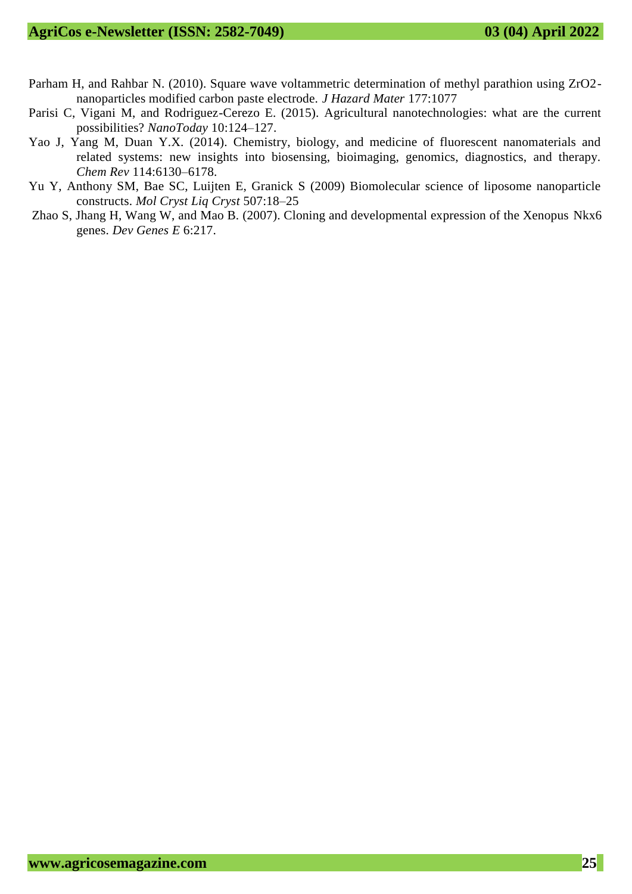Parham H, and Rahbar N. (2010). Square wave voltammetric determination of methyl parathion using $ZrO_2$-nanoparticles modified carbon paste electrode. *J Hazard Mater* 177:1077

Parisi C, Vigani M, and Rodriguez-Cerezo E. (2015). Agricultural nanotechnologies: what are the current possibilities? *NanoToday* 10:124–127.

Yao J, Yang M, Duan Y.X. (2014). Chemistry, biology, and medicine of fluorescent nanomaterials and related systems: new insights into biosensing, bioimaging, genomics, diagnostics, and therapy. *Chem Rev* 114:6130–6178.

Yu Y, Anthony SM, Bae SC, Luijten E, Granick S (2009) Biomolecular science of liposome nanoparticle constructs. *Mol Cryst Liq Cryst* 507:18–25

Zhao S, Jhang H, Wang W, and Mao B. (2007). Cloning and developmental expression of the Xenopus Nkx6 genes. *Dev Genes E* 6:217.